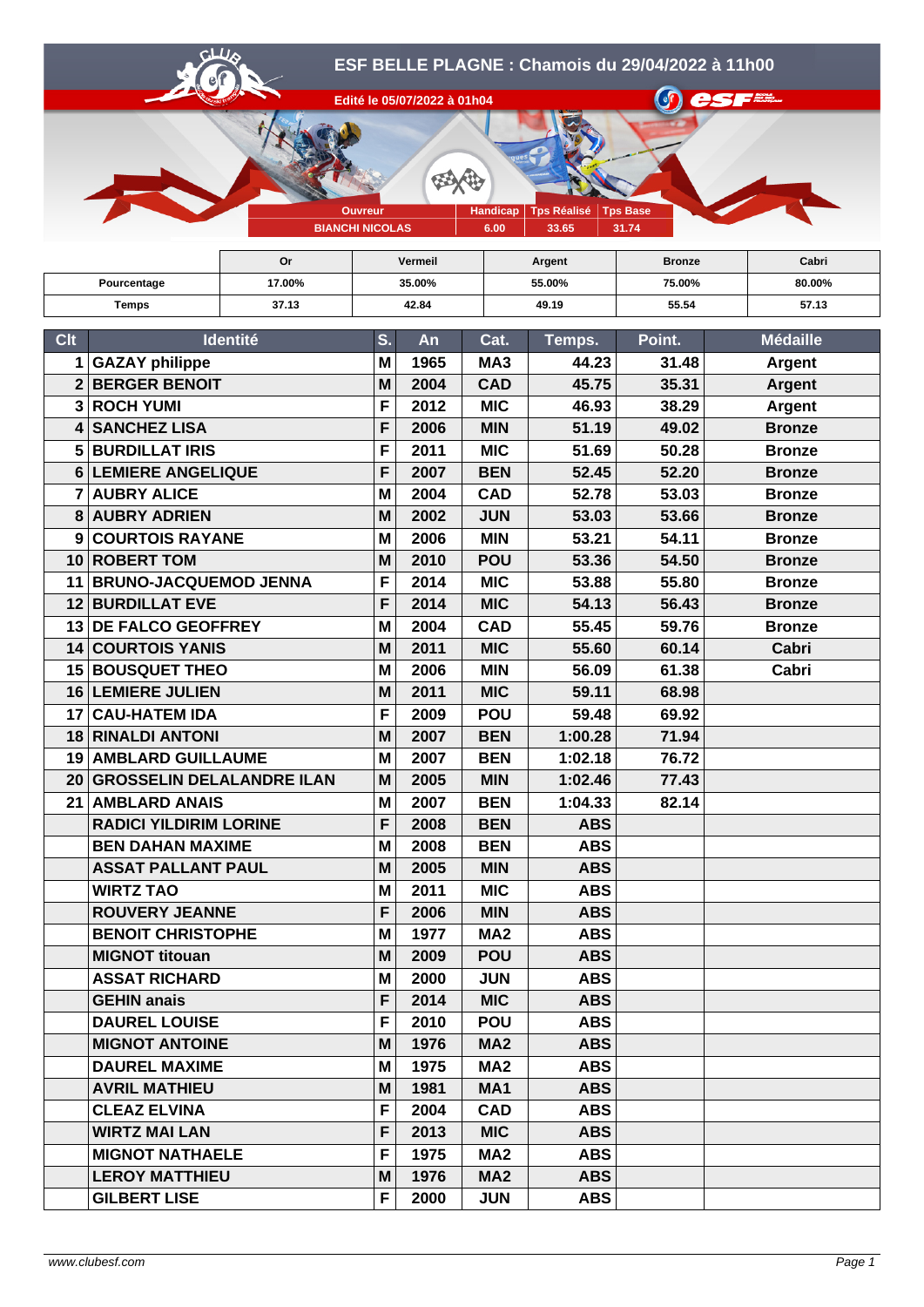# ESF BELLE PLAGNE : Chamois du 29/04/2022 à 11h00

Edité le 05/07/2022 à 01h04

| Ouvreur | Handicap | Tps Réalisé | Tps Base |
|---|---|---|---|
| BIANCHI NICOLAS | 6.00 | 33.65 | 31.74 |

| | Or | Vermeil | Argent | Bronze | Cabri |
|---|---|---|---|---|---|
| Pourcentage | 17.00% | 35.00% | 55.00% | 75.00% | 80.00% |
| Temps | 37.13 | 42.84 | 49.19 | 55.54 | 57.13 |

| Clt | Identité | S. | An | Cat. | Temps. | Point. | Médaille |
|---|---|---|---|---|---|---|---|
| 1 | GAZAY philippe | M | 1965 | MA3 | 44.23 | 31.48 | Argent |
| 2 | BERGER BENOIT | M | 2004 | CAD | 45.75 | 35.31 | Argent |
| 3 | ROCH YUMI | F | 2012 | MIC | 46.93 | 38.29 | Argent |
| 4 | SANCHEZ LISA | F | 2006 | MIN | 51.19 | 49.02 | Bronze |
| 5 | BURDILLAT IRIS | F | 2011 | MIC | 51.69 | 50.28 | Bronze |
| 6 | LEMIERE ANGELIQUE | F | 2007 | BEN | 52.45 | 52.20 | Bronze |
| 7 | AUBRY ALICE | M | 2004 | CAD | 52.78 | 53.03 | Bronze |
| 8 | AUBRY ADRIEN | M | 2002 | JUN | 53.03 | 53.66 | Bronze |
| 9 | COURTOIS RAYANE | M | 2006 | MIN | 53.21 | 54.11 | Bronze |
| 10 | ROBERT TOM | M | 2010 | POU | 53.36 | 54.50 | Bronze |
| 11 | BRUNO-JACQUEMOD JENNA | F | 2014 | MIC | 53.88 | 55.80 | Bronze |
| 12 | BURDILLAT EVE | F | 2014 | MIC | 54.13 | 56.43 | Bronze |
| 13 | DE FALCO GEOFFREY | M | 2004 | CAD | 55.45 | 59.76 | Bronze |
| 14 | COURTOIS YANIS | M | 2011 | MIC | 55.60 | 60.14 | Cabri |
| 15 | BOUSQUET THEO | M | 2006 | MIN | 56.09 | 61.38 | Cabri |
| 16 | LEMIERE JULIEN | M | 2011 | MIC | 59.11 | 68.98 | |
| 17 | CAU-HATEM IDA | F | 2009 | POU | 59.48 | 69.92 | |
| 18 | RINALDI ANTONI | M | 2007 | BEN | 1:00.28 | 71.94 | |
| 19 | AMBLARD GUILLAUME | M | 2007 | BEN | 1:02.18 | 76.72 | |
| 20 | GROSSELIN DELALANDRE ILAN | M | 2005 | MIN | 1:02.46 | 77.43 | |
| 21 | AMBLARD ANAIS | M | 2007 | BEN | 1:04.33 | 82.14 | |
| | RADICI YILDIRIM LORINE | F | 2008 | BEN | ABS | | |
| | BEN DAHAN MAXIME | M | 2008 | BEN | ABS | | |
| | ASSAT PALLANT PAUL | M | 2005 | MIN | ABS | | |
| | WIRTZ TAO | M | 2011 | MIC | ABS | | |
| | ROUVERY JEANNE | F | 2006 | MIN | ABS | | |
| | BENOIT CHRISTOPHE | M | 1977 | MA2 | ABS | | |
| | MIGNOT titouan | M | 2009 | POU | ABS | | |
| | ASSAT RICHARD | M | 2000 | JUN | ABS | | |
| | GEHIN anais | F | 2014 | MIC | ABS | | |
| | DAUREL LOUISE | F | 2010 | POU | ABS | | |
| | MIGNOT ANTOINE | M | 1976 | MA2 | ABS | | |
| | DAUREL MAXIME | M | 1975 | MA2 | ABS | | |
| | AVRIL MATHIEU | M | 1981 | MA1 | ABS | | |
| | CLEAZ ELVINA | F | 2004 | CAD | ABS | | |
| | WIRTZ MAI LAN | F | 2013 | MIC | ABS | | |
| | MIGNOT NATHAELE | F | 1975 | MA2 | ABS | | |
| | LEROY MATTHIEU | M | 1976 | MA2 | ABS | | |
| | GILBERT LISE | F | 2000 | JUN | ABS | | |

www.clubesf.com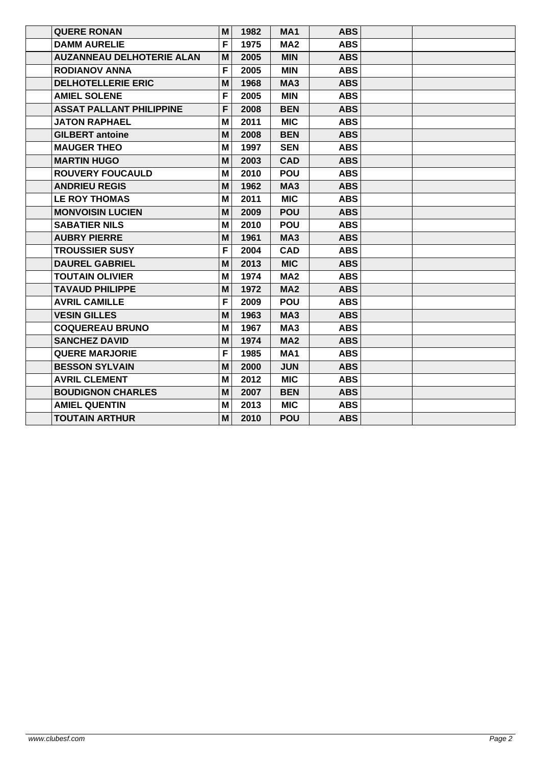| | | | | | | | |
|---|---|---|---|---|---|---|---|
| | QUERE RONAN | M | 1982 | MA1 | ABS | | |
| | DAMM AURELIE | F | 1975 | MA2 | ABS | | |
| | AUZANNEAU DELHOTERIE ALAN | M | 2005 | MIN | ABS | | |
| | RODIANOV ANNA | F | 2005 | MIN | ABS | | |
| | DELHOTELLERIE ERIC | M | 1968 | MA3 | ABS | | |
| | AMIEL SOLENE | F | 2005 | MIN | ABS | | |
| | ASSAT PALLANT PHILIPPINE | F | 2008 | BEN | ABS | | |
| | JATON RAPHAEL | M | 2011 | MIC | ABS | | |
| | GILBERT antoine | M | 2008 | BEN | ABS | | |
| | MAUGER THEO | M | 1997 | SEN | ABS | | |
| | MARTIN HUGO | M | 2003 | CAD | ABS | | |
| | ROUVERY FOUCAULD | M | 2010 | POU | ABS | | |
| | ANDRIEU REGIS | M | 1962 | MA3 | ABS | | |
| | LE ROY THOMAS | M | 2011 | MIC | ABS | | |
| | MONVOISIN LUCIEN | M | 2009 | POU | ABS | | |
| | SABATIER NILS | M | 2010 | POU | ABS | | |
| | AUBRY PIERRE | M | 1961 | MA3 | ABS | | |
| | TROUSSIER SUSY | F | 2004 | CAD | ABS | | |
| | DAUREL GABRIEL | M | 2013 | MIC | ABS | | |
| | TOUTAIN OLIVIER | M | 1974 | MA2 | ABS | | |
| | TAVAUD PHILIPPE | M | 1972 | MA2 | ABS | | |
| | AVRIL CAMILLE | F | 2009 | POU | ABS | | |
| | VESIN GILLES | M | 1963 | MA3 | ABS | | |
| | COQUEREAU BRUNO | M | 1967 | MA3 | ABS | | |
| | SANCHEZ DAVID | M | 1974 | MA2 | ABS | | |
| | QUERE MARJORIE | F | 1985 | MA1 | ABS | | |
| | BESSON SYLVAIN | M | 2000 | JUN | ABS | | |
| | AVRIL CLEMENT | M | 2012 | MIC | ABS | | |
| | BOUDIGNON CHARLES | M | 2007 | BEN | ABS | | |
| | AMIEL QUENTIN | M | 2013 | MIC | ABS | | |
| | TOUTAIN ARTHUR | M | 2010 | POU | ABS | | |